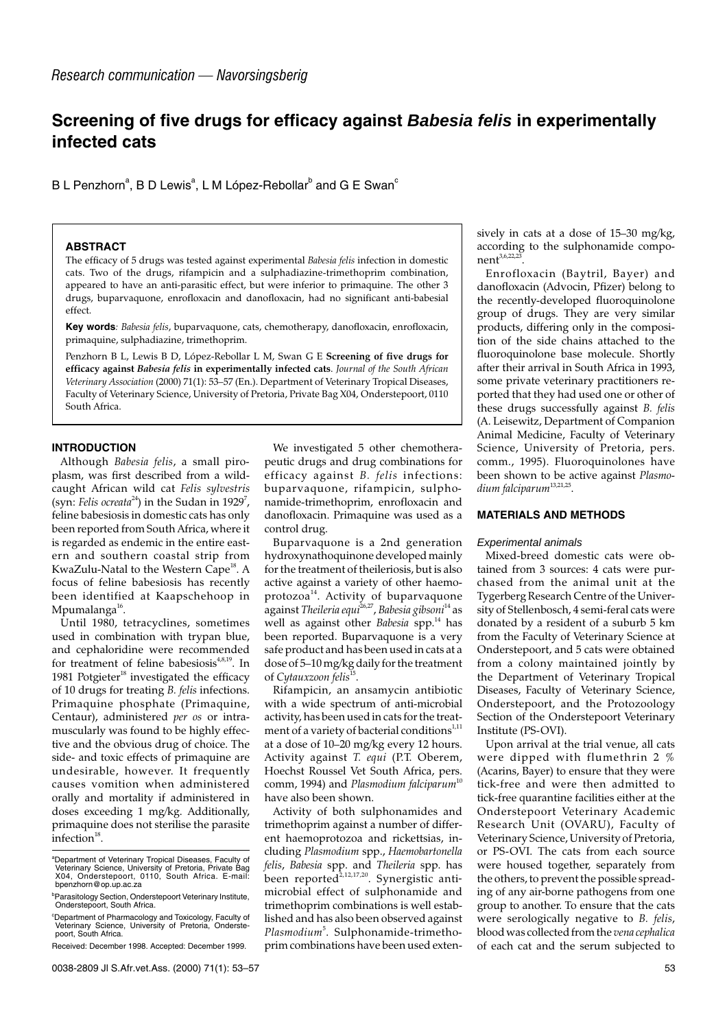Research communication — Navorsingsberig

# Screening of five drugs for efficacy against *Babesia felis* in experimentally infected cats

B L Penzhorn[a], B D Lewis[a], L M López-Rebollar[b] and G E Swan[c]

## ABSTRACT

The efficacy of 5 drugs was tested against experimental *Babesia felis* infection in domestic cats. Two of the drugs, rifampicin and a sulphadiazine-trimethoprim combination, appeared to have an anti-parasitic effect, but were inferior to primaquine. The other 3 drugs, buparvaquone, enrofloxacin and danofloxacin, had no significant anti-babesial effect.

**Key words**: *Babesia felis*, buparvaquone, cats, chemotherapy, danofloxacin, enrofloxacin, primaquine, sulphadiazine, trimethoprim.

Penzhorn B L, Lewis B D, López-Rebollar L M, Swan G E **Screening of five drugs for efficacy against *Babesia felis* in experimentally infected cats**. *Journal of the South African Veterinary Association* (2000) 71(1): 53–57 (En.). Department of Veterinary Tropical Diseases, Faculty of Veterinary Science, University of Pretoria, Private Bag X04, Onderstepoort, 0110 South Africa.

## INTRODUCTION

Although *Babesia felis*, a small piroplasm, was first described from a wild-caught African wild cat *Felis sylvestris* (syn: *Felis ocreata*[24]) in the Sudan in 1929[7], feline babesiosis in domestic cats has only been reported from South Africa, where it is regarded as endemic in the entire eastern and southern coastal strip from KwaZulu-Natal to the Western Cape[18]. A focus of feline babesiosis has recently been identified at Kaapschehoop in Mpumalanga[16].

Until 1980, tetracyclines, sometimes used in combination with trypan blue, and cephaloridine were recommended for treatment of feline babesiosis[4,8,19]. In 1981 Potgieter[18] investigated the efficacy of 10 drugs for treating *B. felis* infections. Primaquine phosphate (Primaquine, Centaur), administered *per os* or intramuscularly was found to be highly effective and the obvious drug of choice. The side- and toxic effects of primaquine are undesirable, however. It frequently causes vomition when administered orally and mortality if administered in doses exceeding 1 mg/kg. Additionally, primaquine does not sterilise the parasite infection[18].

We investigated 5 other chemotherapeutic drugs and drug combinations for efficacy against *B. felis* infections: buparvaquone, rifampicin, sulphonamide-trimethoprim, enrofloxacin and danofloxacin. Primaquine was used as a control drug.

Buparvaquone is a 2nd generation hydroxynathoquinone developed mainly for the treatment of theileriosis, but is also active against a variety of other haemoprotozoa[14]. Activity of buparvaquone against *Theileria equi*[26,27], *Babesia gibsoni*[14] as well as against other *Babesia* spp.[14] has been reported. Buparvaquone is a very safe product and has been used in cats at a dose of 5–10 mg/kg daily for the treatment of *Cytauxzoon felis*[15].

Rifampicin, an ansamycin antibiotic with a wide spectrum of anti-microbial activity, has been used in cats for the treatment of a variety of bacterial conditions[1,11] at a dose of 10–20 mg/kg every 12 hours. Activity against *T. equi* (P.T. Oberem, Hoechst Roussel Vet South Africa, pers. comm, 1994) and *Plasmodium falciparum*[10] have also been shown.

Activity of both sulphonamides and trimethoprim against a number of different haemoprotozoa and rickettsias, including *Plasmodium* spp., *Haemobartonella felis*, *Babesia* spp. and *Theileria* spp. has been reported[2,12,17,20]. Synergistic antimicrobial effect of sulphonamide and trimethoprim combinations is well established and has also been observed against *Plasmodium*[5]. Sulphonamide-trimethoprim combinations have been used extensively in cats at a dose of 15–30 mg/kg, according to the sulphonamide component[3,6,22,23].

Enrofloxacin (Baytril, Bayer) and danofloxacin (Advocin, Pfizer) belong to the recently-developed fluoroquinolone group of drugs. They are very similar products, differing only in the composition of the side chains attached to the fluoroquinolone base molecule. Shortly after their arrival in South Africa in 1993, some private veterinary practitioners reported that they had used one or other of these drugs successfully against *B. felis* (A. Leisewitz, Department of Companion Animal Medicine, Faculty of Veterinary Science, University of Pretoria, pers. comm., 1995). Fluoroquinolones have been shown to be active against *Plasmodium falciparum*[13,21,25].

## MATERIALS AND METHODS

### Experimental animals

Mixed-breed domestic cats were obtained from 3 sources: 4 cats were purchased from the animal unit at the Tygerberg Research Centre of the University of Stellenbosch, 4 semi-feral cats were donated by a resident of a suburb 5 km from the Faculty of Veterinary Science at Onderstepoort, and 5 cats were obtained from a colony maintained jointly by the Department of Veterinary Tropical Diseases, Faculty of Veterinary Science, Onderstepoort, and the Protozoology Section of the Onderstepoort Veterinary Institute (PS-OVI).

Upon arrival at the trial venue, all cats were dipped with flumethrin 2 % (Acarins, Bayer) to ensure that they were tick-free and were then admitted to tick-free quarantine facilities either at the Onderstepoort Veterinary Academic Research Unit (OVARU), Faculty of Veterinary Science, University of Pretoria, or PS-OVI. The cats from each source were housed together, separately from the others, to prevent the possible spreading of any air-borne pathogens from one group to another. To ensure that the cats were serologically negative to *B. felis*, blood was collected from the *vena cephalica* of each cat and the serum subjected to

---

[a]Department of Veterinary Tropical Diseases, Faculty of Veterinary Science, University of Pretoria, Private Bag X04, Onderstepoort, 0110, South Africa. E-mail: bpenzhorn@op.up.ac.za

[b]Parasitology Section, Onderstepoort Veterinary Institute, Onderstepoort, South Africa.

[c]Department of Pharmacology and Toxicology, Faculty of Veterinary Science, University of Pretoria, Onderstepoort, South Africa.

Received: December 1998. Accepted: December 1999.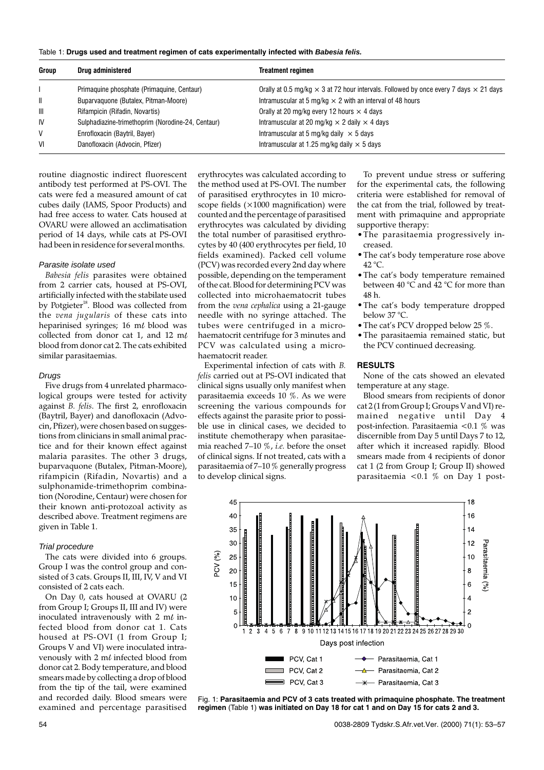Table 1: **Drugs used and treatment regimen of cats experimentally infected with *Babesia felis*.**

| Group | Drug administered | Treatment regimen |
|---|---|---|
| I | Primaquine phosphate (Primaquine, Centaur) | Orally at 0.5 mg/kg × 3 at 72 hour intervals. Followed by once every 7 days × 21 days |
| II | Buparvaquone (Butalex, Pitman-Moore) | Intramuscular at 5 mg/kg × 2 with an interval of 48 hours |
| III | Rifampicin (Rifadin, Novartis) | Orally at 20 mg/kg every 12 hours × 4 days |
| IV | Sulphadiazine-trimethoprim (Norodine-24, Centaur) | Intramuscular at 20 mg/kg × 2 daily × 4 days |
| V | Enrofloxacin (Baytril, Bayer) | Intramuscular at 5 mg/kg daily × 5 days |
| VI | Danofloxacin (Advocin, Pfizer) | Intramuscular at 1.25 mg/kg daily × 5 days |

routine diagnostic indirect fluorescent antibody test performed at PS-OVI. The cats were fed a measured amount of cat cubes daily (IAMS, Spoor Products) and had free access to water. Cats housed at OVARU were allowed an acclimatisation period of 14 days, while cats at PS-OVI had been in residence for several months.

### *Parasite isolate used*

*Babesia felis* parasites were obtained from 2 carrier cats, housed at PS-OVI, artificially infected with the stabilate used by Potgieter[18]. Blood was collected from the *vena jugularis* of these cats into heparinised syringes; 16 mℓ blood was collected from donor cat 1, and 12 mℓ blood from donor cat 2. The cats exhibited similar parasitaemias.

### *Drugs*

Five drugs from 4 unrelated pharmacological groups were tested for activity against *B. felis*. The first 2, enrofloxacin (Baytril, Bayer) and danofloxacin (Advocin, Pfizer), were chosen based on suggestions from clinicians in small animal practice and for their known effect against malaria parasites. The other 3 drugs, buparvaquone (Butalex, Pitman-Moore), rifampicin (Rifadin, Novartis) and a sulphonamide-trimethoprim combination (Norodine, Centaur) were chosen for their known anti-protozoal activity as described above. Treatment regimens are given in Table 1.

### *Trial procedure*

The cats were divided into 6 groups. Group I was the control group and consisted of 3 cats. Groups II, III, IV, V and VI consisted of 2 cats each.

On Day 0, cats housed at OVARU (2 from Group I; Groups II, III and IV) were inoculated intravenously with 2 mℓ infected blood from donor cat 1. Cats housed at PS-OVI (1 from Group I; Groups V and VI) were inoculated intravenously with 2 mℓ infected blood from donor cat 2. Body temperature, and blood smears made by collecting a drop of blood from the tip of the tail, were examined and recorded daily. Blood smears were examined and percentage parasitised erythrocytes was calculated according to the method used at PS-OVI. The number of parasitised erythrocytes in 10 microscope fields (×1000 magnification) were counted and the percentage of parasitised erythrocytes was calculated by dividing the total number of parasitised erythrocytes by 40 (400 erythrocytes per field, 10 fields examined). Packed cell volume (PCV) was recorded every 2nd day where possible, depending on the temperament of the cat. Blood for determining PCV was collected into microhaematocrit tubes from the *vena cephalica* using a 21-gauge needle with no syringe attached. The tubes were centrifuged in a microhaematocrit centrifuge for 3 minutes and PCV was calculated using a microhaematocrit reader.

Experimental infection of cats with *B. felis* carried out at PS-OVI indicated that clinical signs usually only manifest when parasitaemia exceeds 10 %. As we were screening the various compounds for effects against the parasite prior to possible use in clinical cases, we decided to institute chemotherapy when parasitaemia reached 7–10 %, *i.e.* before the onset of clinical signs. If not treated, cats with a parasitaemia of 7–10 % generally progress to develop clinical signs.

To prevent undue stress or suffering for the experimental cats, the following criteria were established for removal of the cat from the trial, followed by treatment with primaquine and appropriate supportive therapy:

- The parasitaemia progressively increased.
- The cat's body temperature rose above 42 °C.
- The cat's body temperature remained between 40 °C and 42 °C for more than 48 h.
- The cat's body temperature dropped below 37 °C.
- The cat's PCV dropped below 25 %.
- The parasitaemia remained static, but the PCV continued decreasing.

## RESULTS

None of the cats showed an elevated temperature at any stage.

Blood smears from recipients of donor cat 2 (1 from Group I; Groups V and VI) remained negative until Day 4 post-infection. Parasitaemia <0.1 % was discernible from Day 5 until Days 7 to 12, after which it increased rapidly. Blood smears made from 4 recipients of donor cat 1 (2 from Group I; Group II) showed parasitaemia <0.1 % on Day 1 post-

Fig. 1: **Parasitaemia and PCV of 3 cats treated with primaquine phosphate. The treatment regimen** (Table 1) **was initiated on Day 18 for cat 1 and on Day 15 for cats 2 and 3.**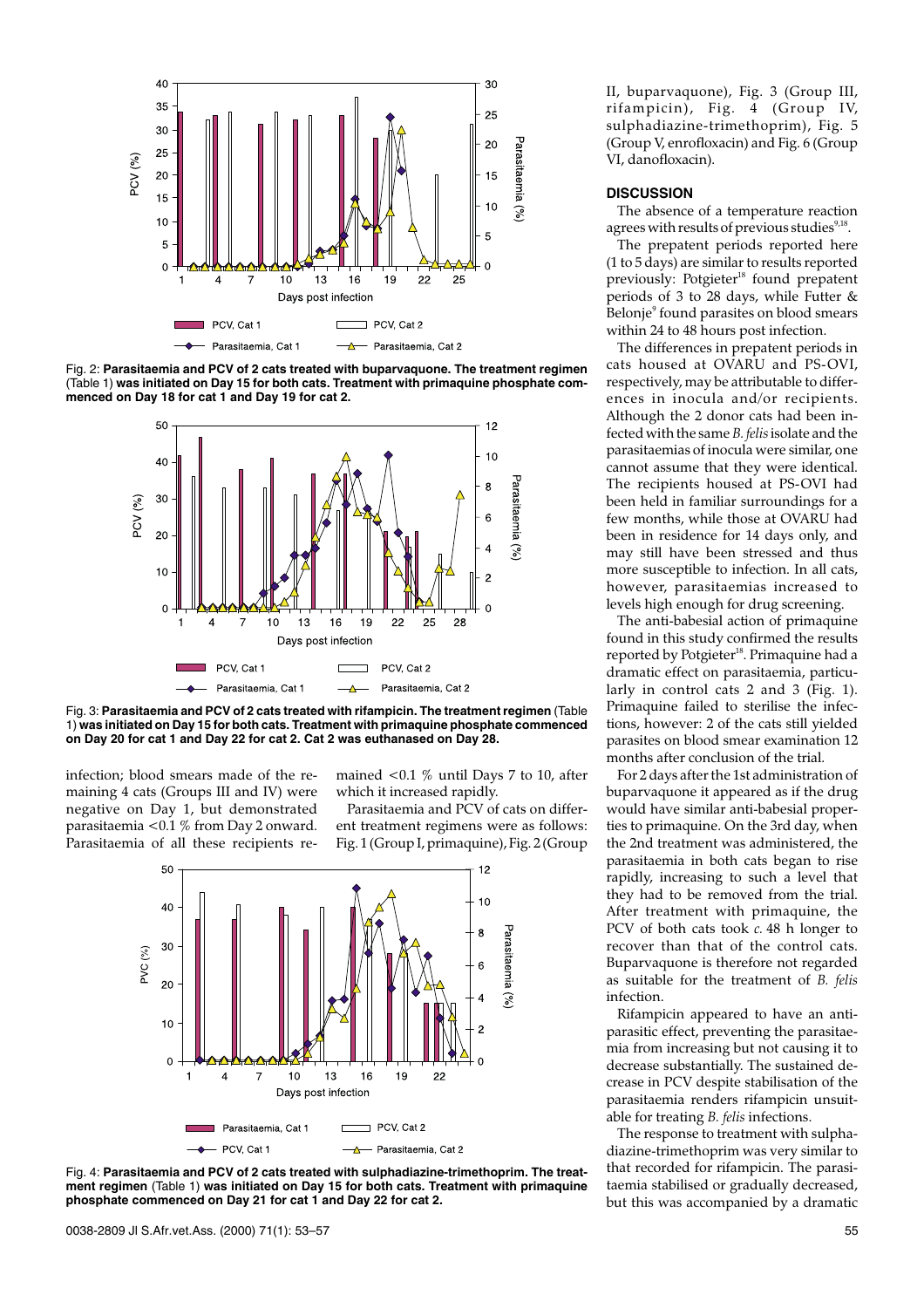Fig. 2: **Parasitaemia and PCV of 2 cats treated with buparvaquone. The treatment regimen** (Table 1) **was initiated on Day 15 for both cats. Treatment with primaquine phosphate commenced on Day 18 for cat 1 and Day 19 for cat 2.**

Fig. 3: **Parasitaemia and PCV of 2 cats treated with rifampicin. The treatment regimen** (Table 1) **was initiated on Day 15 for both cats. Treatment with primaquine phosphate commenced on Day 20 for cat 1 and Day 22 for cat 2. Cat 2 was euthanased on Day 28.**

infection; blood smears made of the remaining 4 cats (Groups III and IV) were negative on Day 1, but demonstrated parasitaemia <0.1 % from Day 2 onward. Parasitaemia of all these recipients remained <0.1 % until Days 7 to 10, after which it increased rapidly.

Parasitaemia and PCV of cats on different treatment regimens were as follows: Fig. 1 (Group I, primaquine), Fig. 2 (Group II, buparvaquone), Fig. 3 (Group III, rifampicin), Fig. 4 (Group IV, sulphadiazine-trimethoprim), Fig. 5 (Group V, enrofloxacin) and Fig. 6 (Group VI, danofloxacin).

Fig. 4: **Parasitaemia and PCV of 2 cats treated with sulphadiazine-trimethoprim. The treatment regimen** (Table 1) **was initiated on Day 15 for both cats. Treatment with primaquine phosphate commenced on Day 21 for cat 1 and Day 22 for cat 2.**

## DISCUSSION

The absence of a temperature reaction agrees with results of previous studies[9,18].

The prepatent periods reported here (1 to 5 days) are similar to results reported previously: Potgieter[18] found prepatent periods of 3 to 28 days, while Futter & Belonje[9] found parasites on blood smears within 24 to 48 hours post infection.

The differences in prepatent periods in cats housed at OVARU and PS-OVI, respectively, may be attributable to differences in inocula and/or recipients. Although the 2 donor cats had been infected with the same *B. felis* isolate and the parasitaemias of inocula were similar, one cannot assume that they were identical. The recipients housed at PS-OVI had been held in familiar surroundings for a few months, while those at OVARU had been in residence for 14 days only, and may still have been stressed and thus more susceptible to infection. In all cats, however, parasitaemias increased to levels high enough for drug screening.

The anti-babesial action of primaquine found in this study confirmed the results reported by Potgieter[18]. Primaquine had a dramatic effect on parasitaemia, particularly in control cats 2 and 3 (Fig. 1). Primaquine failed to sterilise the infections, however: 2 of the cats still yielded parasites on blood smear examination 12 months after conclusion of the trial.

For 2 days after the 1st administration of buparvaquone it appeared as if the drug would have similar anti-babesial properties to primaquine. On the 3rd day, when the 2nd treatment was administered, the parasitaemia in both cats began to rise rapidly, increasing to such a level that they had to be removed from the trial. After treatment with primaquine, the PCV of both cats took *c.* 48 h longer to recover than that of the control cats. Buparvaquone is therefore not regarded as suitable for the treatment of *B. felis* infection.

Rifampicin appeared to have an antiparasitic effect, preventing the parasitaemia from increasing but not causing it to decrease substantially. The sustained decrease in PCV despite stabilisation of the parasitaemia renders rifampicin unsuitable for treating *B. felis* infections.

The response to treatment with sulphadiazine-trimethoprim was very similar to that recorded for rifampicin. The parasitaemia stabilised or gradually decreased, but this was accompanied by a dramatic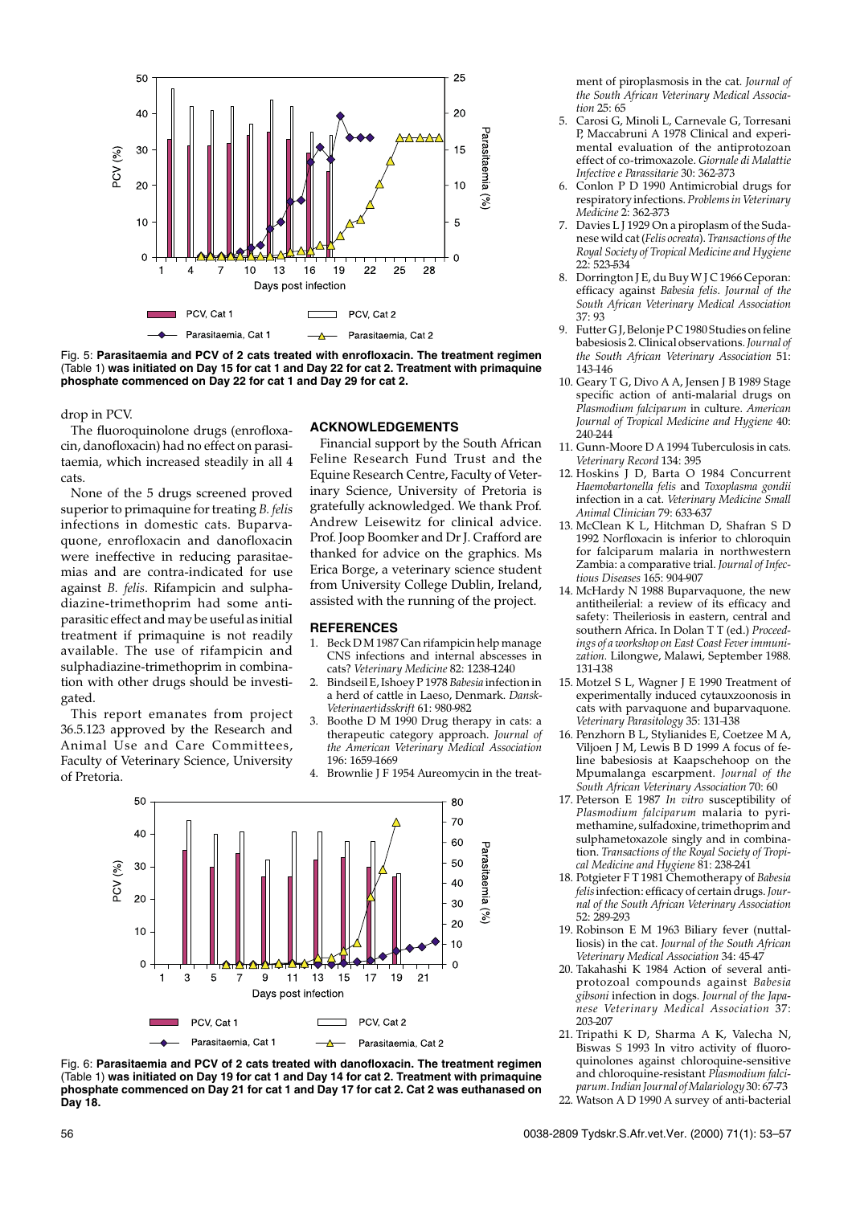Fig. 5: **Parasitaemia and PCV of 2 cats treated with enrofloxacin. The treatment regimen** (Table 1) **was initiated on Day 15 for cat 1 and Day 22 for cat 2. Treatment with primaquine phosphate commenced on Day 22 for cat 1 and Day 29 for cat 2.**

drop in PCV.

The fluoroquinolone drugs (enrofloxacin, danofloxacin) had no effect on parasitaemia, which increased steadily in all 4 cats.

None of the 5 drugs screened proved superior to primaquine for treating *B. felis* infections in domestic cats. Buparvaquone, enrofloxacin and danofloxacin were ineffective in reducing parasitaemias and are contra-indicated for use against *B. felis*. Rifampicin and sulphadiazine-trimethoprim had some antiparasitic effect and may be useful as initial treatment if primaquine is not readily available. The use of rifampicin and sulphadiazine-trimethoprim in combination with other drugs should be investigated.

This report emanates from project 36.5.123 approved by the Research and Animal Use and Care Committees, Faculty of Veterinary Science, University of Pretoria.

## ACKNOWLEDGEMENTS

Financial support by the South African Feline Research Fund Trust and the Equine Research Centre, Faculty of Veterinary Science, University of Pretoria is gratefully acknowledged. We thank Prof. Andrew Leisewitz for clinical advice. Prof. Joop Boomker and Dr J. Crafford are thanked for advice on the graphics. Ms Erica Borge, a veterinary science student from University College Dublin, Ireland, assisted with the running of the project.

## REFERENCES

1. Beck D M 1987 Can rifampicin help manage CNS infections and internal abscesses in cats? *Veterinary Medicine* 82: 1238-1240
2. Bindseil E, Ishoey P 1978 *Babesia* infection in a herd of cattle in Laeso, Denmark. *Dansk-Veterinaertidsskrift* 61: 980-982
3. Boothe D M 1990 Drug therapy in cats: a therapeutic category approach. *Journal of the American Veterinary Medical Association* 196: 1659-1669
4. Brownlie J F 1954 Aureomycin in the treatment of piroplasmosis in the cat. *Journal of the South African Veterinary Medical Association* 25: 65
5. Carosi G, Minoli L, Carnevale G, Torresani P, Maccabruni A 1978 Clinical and experimental evaluation of the antiprotozoan effect of co-trimoxazole. *Giornale di Malattie Infective e Parassitarie* 30: 362-373
6. Conlon P D 1990 Antimicrobial drugs for respiratory infections. *Problems in Veterinary Medicine* 2: 362-373
7. Davies L J 1929 On a piroplasm of the Sudanese wild cat (*Felis ocreata*). *Transactions of the Royal Society of Tropical Medicine and Hygiene* 22: 523-534
8. Dorrington J E, du Buy W J C 1966 Ceporan: efficacy against *Babesia felis*. *Journal of the South African Veterinary Medical Association* 37: 93
9. Futter G J, Belonje P C 1980 Studies on feline babesiosis 2. Clinical observations. *Journal of the South African Veterinary Association* 51: 143-146
10. Geary T G, Divo A A, Jensen J B 1989 Stage specific action of anti-malarial drugs on *Plasmodium falciparum* in culture. *American Journal of Tropical Medicine and Hygiene* 40: 240-244
11. Gunn-Moore D A 1994 Tuberculosis in cats. *Veterinary Record* 134: 395
12. Hoskins J D, Barta O 1984 Concurrent *Haemobartonella felis* and *Toxoplasma gondii* infection in a cat. *Veterinary Medicine Small Animal Clinician* 79: 633-637
13. McClean K L, Hitchman D, Shafran S D 1992 Norfloxacin is inferior to chloroquin for falciparum malaria in northwestern Zambia: a comparative trial. *Journal of Infectious Diseases* 165: 904-907
14. McHardy N 1988 Buparvaquone, the new antitheilerial: a review of its efficacy and safety: Theileriosis in eastern, central and southern Africa. In Dolan T T (ed.) *Proceedings of a workshop on East Coast Fever immunization.* Lilongwe, Malawi, September 1988. 131-138
15. Motzel S L, Wagner J E 1990 Treatment of experimentally induced cytauxzoonosis in cats with parvaquone and buparvaquone. *Veterinary Parasitology* 35: 131-138
16. Penzhorn B L, Stylianides E, Coetzee M A, Viljoen J M, Lewis B D 1999 A focus of feline babesiosis at Kaapschehoop on the Mpumalanga escarpment. *Journal of the South African Veterinary Association* 70: 60
17. Peterson E 1987 *In vitro* susceptibility of *Plasmodium falciparum* malaria to pyrimethamine, sulfadoxine, trimethoprim and sulphametoxazole singly and in combination. *Transactions of the Royal Society of Tropical Medicine and Hygiene* 81: 238-241
18. Potgieter F T 1981 Chemotherapy of *Babesia felis* infection: efficacy of certain drugs. *Journal of the South African Veterinary Association* 52: 289-293
19. Robinson E M 1963 Biliary fever (nuttalliosis) in the cat. *Journal of the South African Veterinary Medical Association* 34: 45-47
20. Takahashi K 1984 Action of several antiprotozoal compounds against *Babesia gibsoni* infection in dogs. *Journal of the Japanese Veterinary Medical Association* 37: 203-207
21. Tripathi K D, Sharma A K, Valecha N, Biswas S 1993 In vitro activity of fluoroquinolones against chloroquine-sensitive and chloroquine-resistant *Plasmodium falciparum*. *Indian Journal of Malariology* 30: 67-73
22. Watson A D 1990 A survey of anti-bacterial

Fig. 6: **Parasitaemia and PCV of 2 cats treated with danofloxacin. The treatment regimen** (Table 1) **was initiated on Day 19 for cat 1 and Day 14 for cat 2. Treatment with primaquine phosphate commenced on Day 21 for cat 1 and Day 17 for cat 2. Cat 2 was euthanased on Day 18.**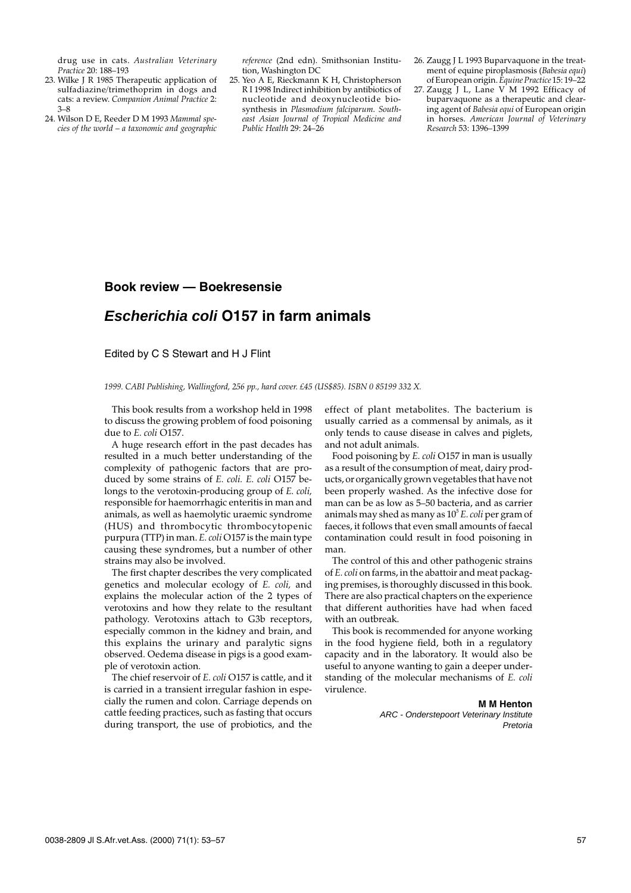drug use in cats. *Australian Veterinary Practice* 20: 188–193

23. Wilke J R 1985 Therapeutic application of sulfadiazine/trimethoprim in dogs and cats: a review. *Companion Animal Practice* 2: 3–8
24. Wilson D E, Reeder D M 1993 *Mammal species of the world – a taxonomic and geographic reference* (2nd edn). Smithsonian Institution, Washington DC
25. Yeo A E, Rieckmann K H, Christopherson R I 1998 Indirect inhibition by antibiotics of nucleotide and deoxynucleotide biosynthesis in *Plasmodium falciparum*. *Southeast Asian Journal of Tropical Medicine and Public Health* 29: 24–26
26. Zaugg J L 1993 Buparvaquone in the treatment of equine piroplasmosis (*Babesia equi*) of European origin. *Equine Practice* 15: 19–22
27. Zaugg J L, Lane V M 1992 Efficacy of buparvaquone as a therapeutic and clearing agent of *Babesia equi* of European origin in horses. *American Journal of Veterinary Research* 53: 1396–1399

## Book review — Boekresensie

# *Escherichia coli* O157 in farm animals

Edited by C S Stewart and H J Flint

*1999. CABI Publishing, Wallingford, 256 pp., hard cover. £45 (US$85). ISBN 0 85199 332 X.*

This book results from a workshop held in 1998 to discuss the growing problem of food poisoning due to *E. coli* O157.

A huge research effort in the past decades has resulted in a much better understanding of the complexity of pathogenic factors that are produced by some strains of *E. coli. E. coli* O157 belongs to the verotoxin-producing group of *E. coli,* responsible for haemorrhagic enteritis in man and animals, as well as haemolytic uraemic syndrome (HUS) and thrombocytic thrombocytopenic purpura (TTP) in man. *E. coli* O157 is the main type causing these syndromes, but a number of other strains may also be involved.

The first chapter describes the very complicated genetics and molecular ecology of *E. coli,* and explains the molecular action of the 2 types of verotoxins and how they relate to the resultant pathology. Verotoxins attach to G3b receptors, especially common in the kidney and brain, and this explains the urinary and paralytic signs observed. Oedema disease in pigs is a good example of verotoxin action.

The chief reservoir of *E. coli* O157 is cattle, and it is carried in a transient irregular fashion in especially the rumen and colon. Carriage depends on cattle feeding practices, such as fasting that occurs during transport, the use of probiotics, and the effect of plant metabolites. The bacterium is usually carried as a commensal by animals, as it only tends to cause disease in calves and piglets, and not adult animals.

Food poisoning by *E. coli* O157 in man is usually as a result of the consumption of meat, dairy products, or organically grown vegetables that have not been properly washed. As the infective dose for man can be as low as 5–50 bacteria, and as carrier animals may shed as many as $10^5$ *E. coli* per gram of faeces, it follows that even small amounts of faecal contamination could result in food poisoning in man.

The control of this and other pathogenic strains of *E. coli* on farms, in the abattoir and meat packaging premises, is thoroughly discussed in this book. There are also practical chapters on the experience that different authorities have had when faced with an outbreak.

This book is recommended for anyone working in the food hygiene field, both in a regulatory capacity and in the laboratory. It would also be useful to anyone wanting to gain a deeper understanding of the molecular mechanisms of *E. coli* virulence.

**M M Henton**
*ARC - Onderstepoort Veterinary Institute*
*Pretoria*